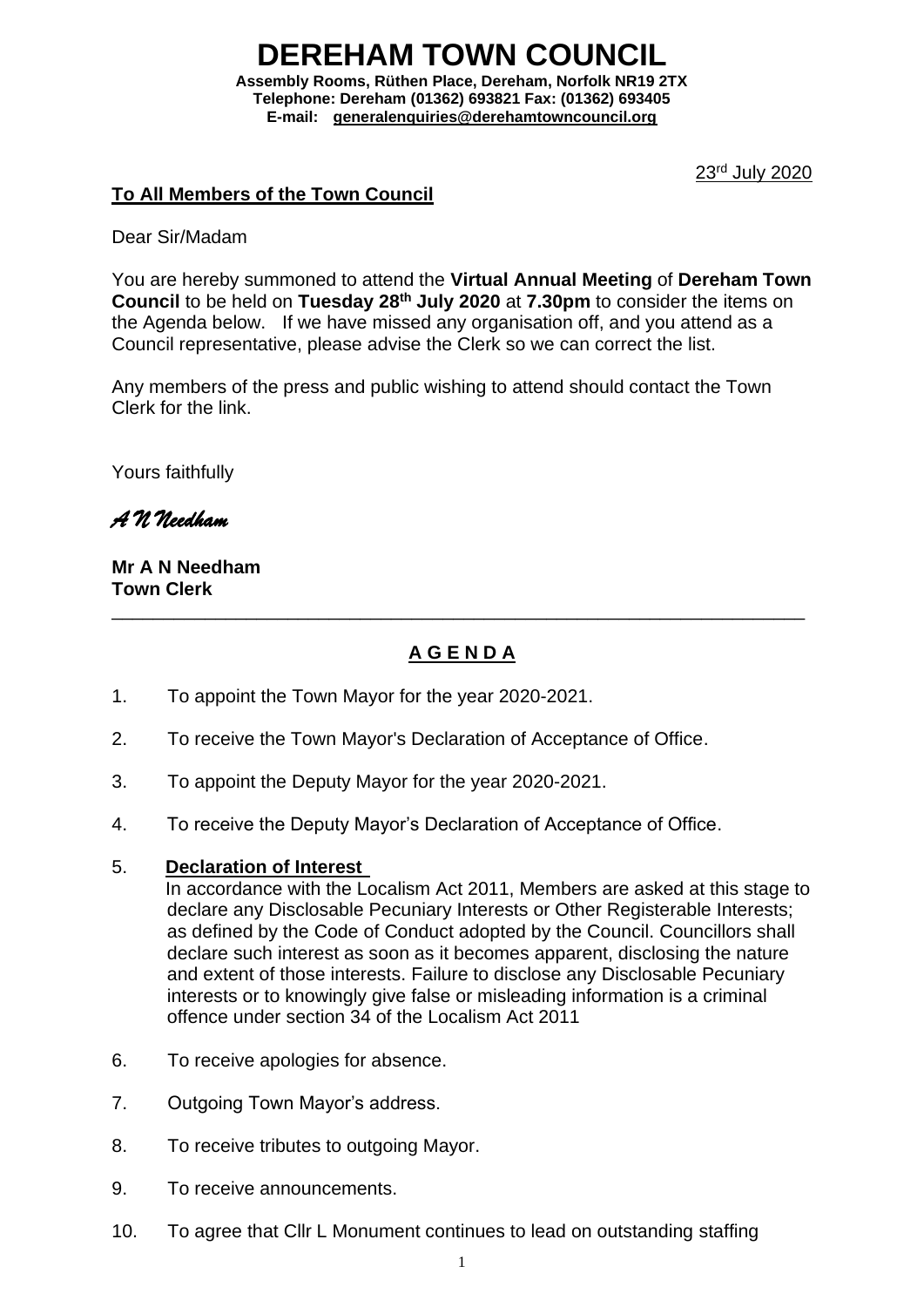# DEREHAM TOWN COUNCIL

**Assembly Rooms, Rüthen Place, Dereham, Norfolk NR19 2TX**
**Telephone: Dereham (01362) 693821 Fax: (01362) 693405**
**E-mail: generalenquiries@derehamtowncouncil.org**

23rd July 2020

**To All Members of the Town Council**

Dear Sir/Madam

You are hereby summoned to attend the **Virtual Annual Meeting** of **Dereham Town Council** to be held on **Tuesday 28th July 2020** at **7.30pm** to consider the items on the Agenda below. If we have missed any organisation off, and you attend as a Council representative, please advise the Clerk so we can correct the list.

Any members of the press and public wishing to attend should contact the Town Clerk for the link.

Yours faithfully

*A N Needham*

**Mr A N Needham**
**Town Clerk**

---

## A G E N D A

1. To appoint the Town Mayor for the year 2020-2021.

2. To receive the Town Mayor's Declaration of Acceptance of Office.

3. To appoint the Deputy Mayor for the year 2020-2021.

4. To receive the Deputy Mayor's Declaration of Acceptance of Office.

5. **Declaration of Interest**
   In accordance with the Localism Act 2011, Members are asked at this stage to declare any Disclosable Pecuniary Interests or Other Registerable Interests; as defined by the Code of Conduct adopted by the Council. Councillors shall declare such interest as soon as it becomes apparent, disclosing the nature and extent of those interests. Failure to disclose any Disclosable Pecuniary interests or to knowingly give false or misleading information is a criminal offence under section 34 of the Localism Act 2011

6. To receive apologies for absence.

7. Outgoing Town Mayor's address.

8. To receive tributes to outgoing Mayor.

9. To receive announcements.

10. To agree that Cllr L Monument continues to lead on outstanding staffing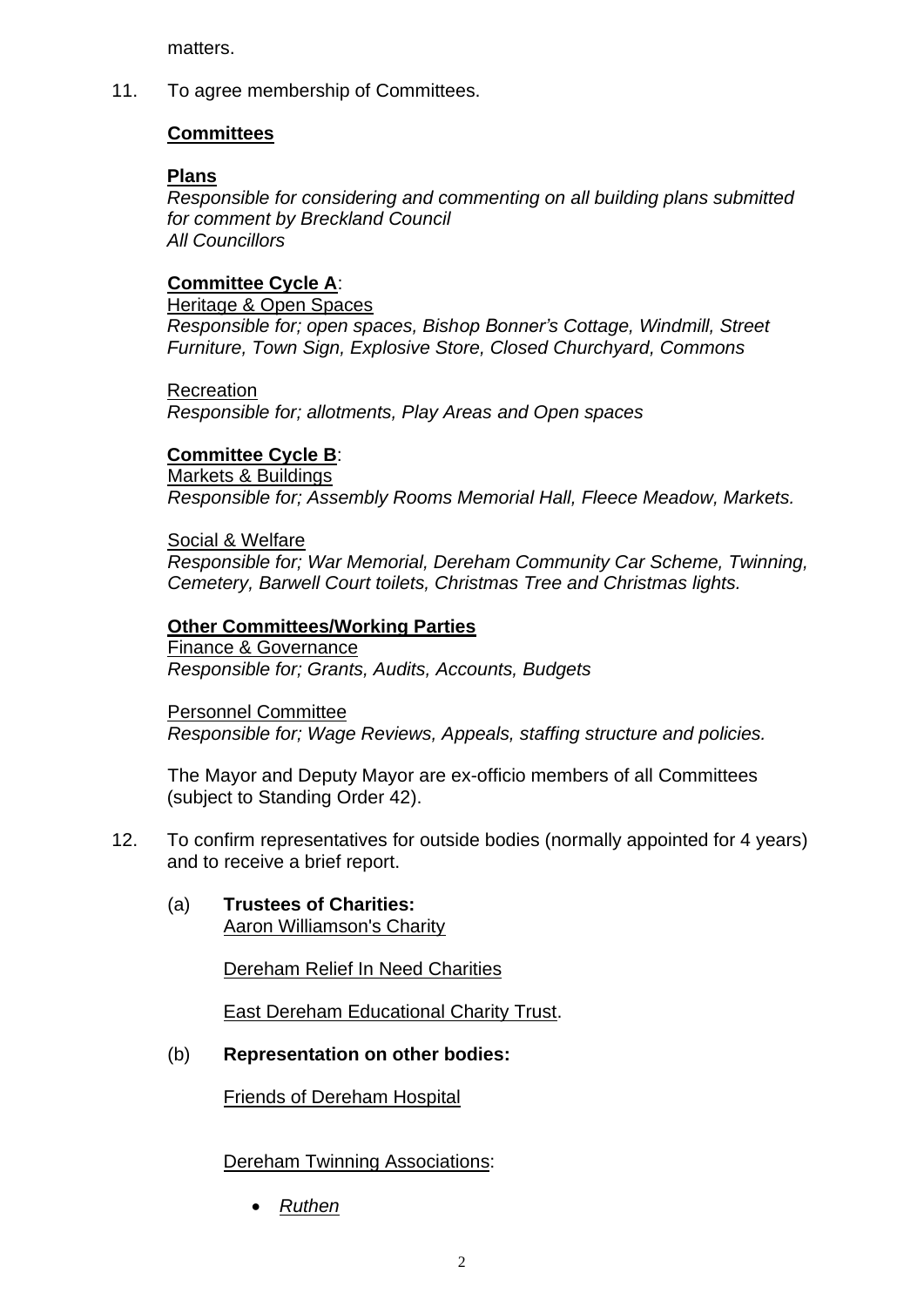matters.

11. To agree membership of Committees.

**Committees**

**Plans**
*Responsible for considering and commenting on all building plans submitted for comment by Breckland Council*
*All Councillors*

**Committee Cycle A**:
Heritage & Open Spaces
*Responsible for; open spaces, Bishop Bonner's Cottage, Windmill, Street Furniture, Town Sign, Explosive Store, Closed Churchyard, Commons*

Recreation
*Responsible for; allotments, Play Areas and Open spaces*

**Committee Cycle B**:
Markets & Buildings
*Responsible for; Assembly Rooms Memorial Hall, Fleece Meadow, Markets.*

Social & Welfare
*Responsible for; War Memorial, Dereham Community Car Scheme, Twinning, Cemetery, Barwell Court toilets, Christmas Tree and Christmas lights.*

**Other Committees/Working Parties**
Finance & Governance
*Responsible for; Grants, Audits, Accounts, Budgets*

Personnel Committee
*Responsible for; Wage Reviews, Appeals, staffing structure and policies.*

The Mayor and Deputy Mayor are ex-officio members of all Committees (subject to Standing Order 42).

12. To confirm representatives for outside bodies (normally appointed for 4 years) and to receive a brief report.

(a) **Trustees of Charities:**
Aaron Williamson's Charity

Dereham Relief In Need Charities

East Dereham Educational Charity Trust.

(b) **Representation on other bodies:**

Friends of Dereham Hospital

Dereham Twinning Associations:

- *Ruthen*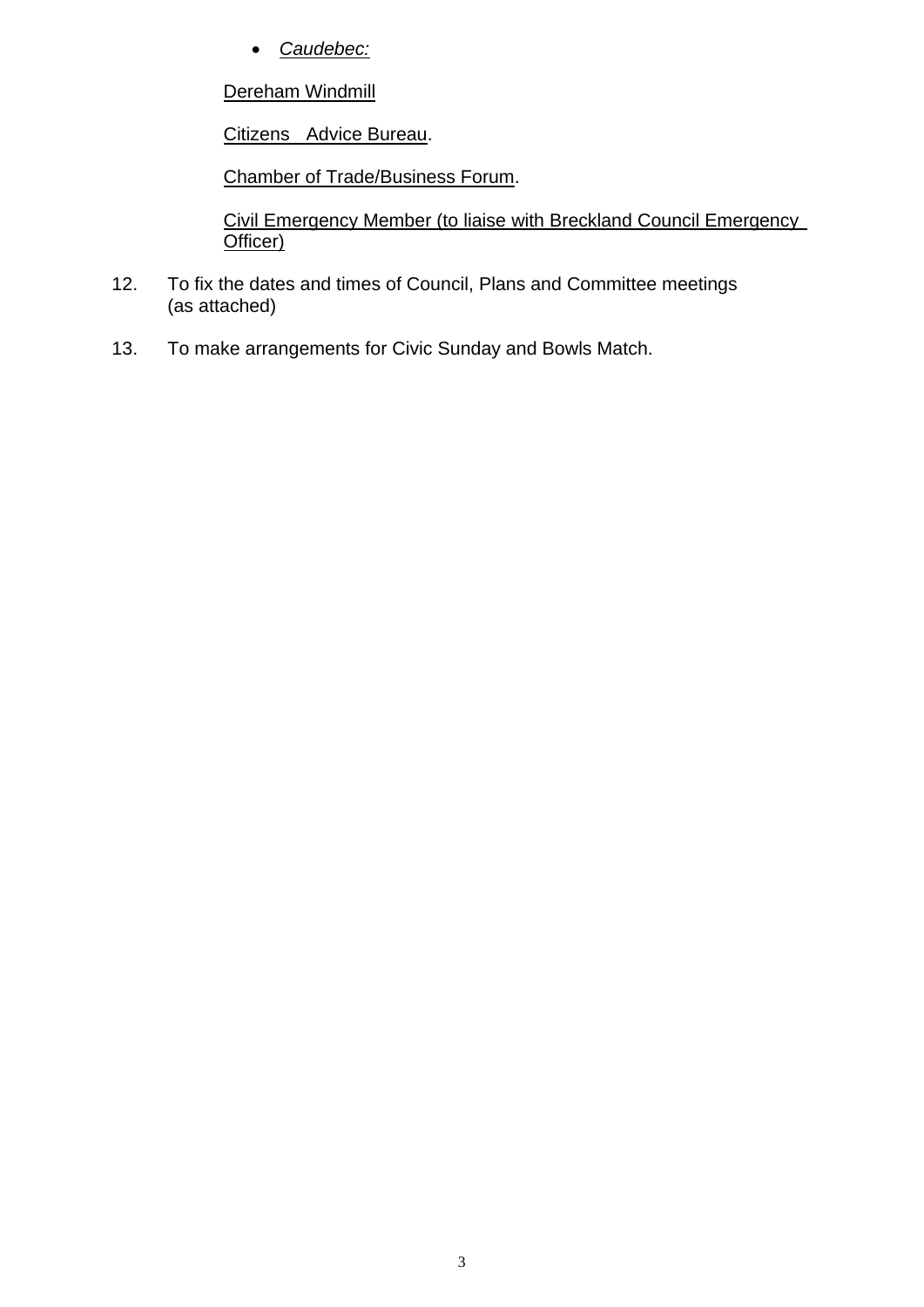- *Caudebec:*

Dereham Windmill

Citizens Advice Bureau.

Chamber of Trade/Business Forum.

Civil Emergency Member (to liaise with Breckland Council Emergency Officer)

12. To fix the dates and times of Council, Plans and Committee meetings (as attached)

13. To make arrangements for Civic Sunday and Bowls Match.